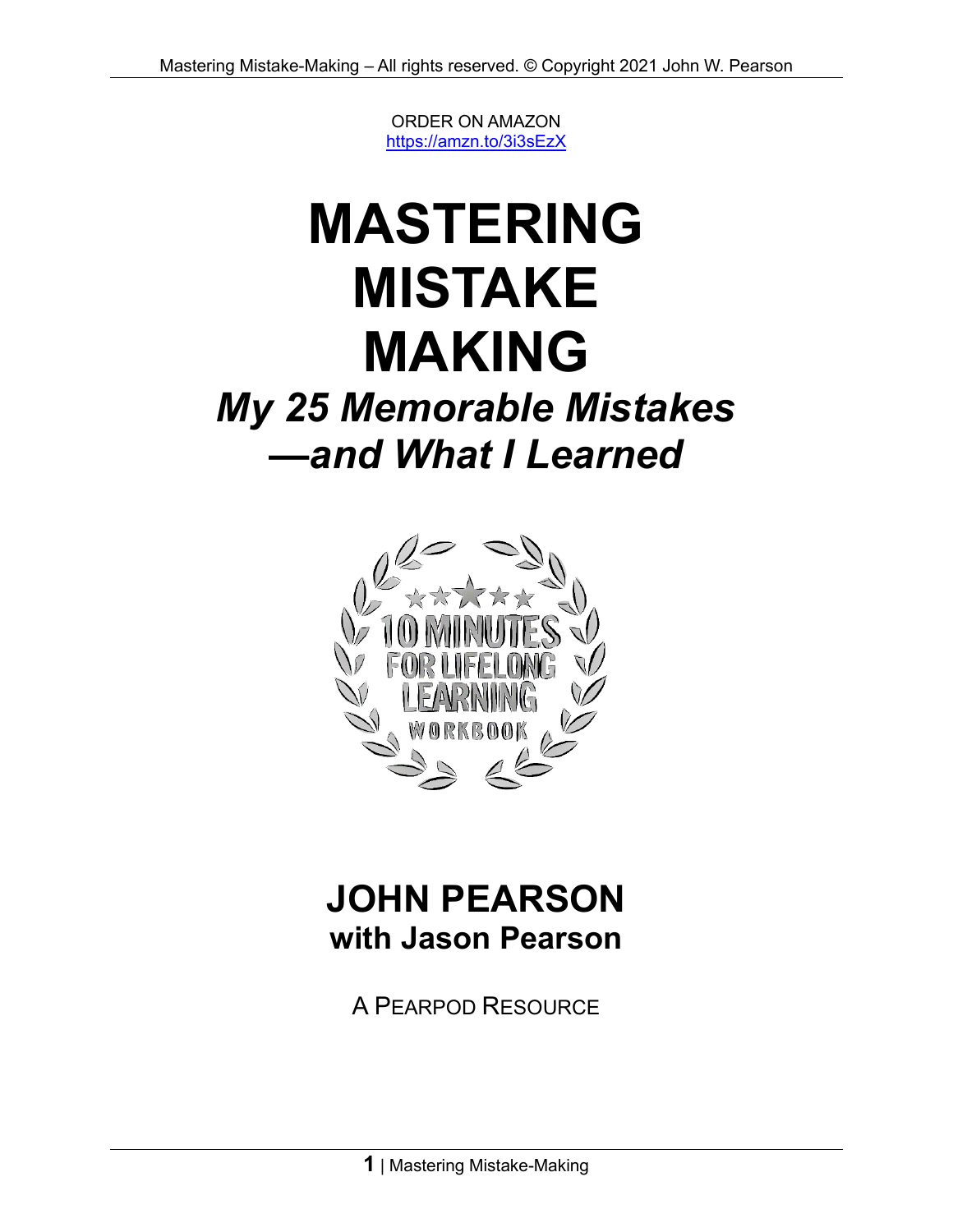ORDER ON AMAZON
https://amzn.to/3i3sEzX

# MASTERING MISTAKE MAKING

## *My 25 Memorable Mistakes —and What I Learned*

10 MINUTES FOR LIFELONG LEARNING WORKBOOK

**JOHN PEARSON**

**with Jason Pearson**

A PEARPOD RESOURCE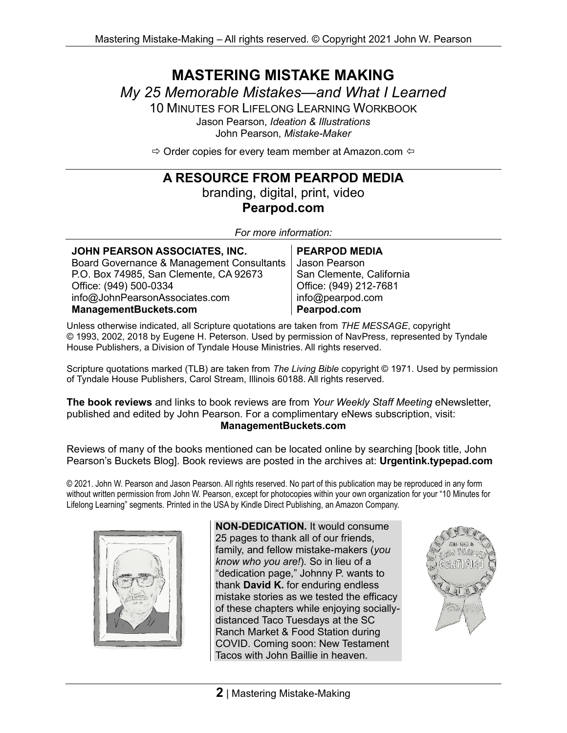# MASTERING MISTAKE MAKING

*My 25 Memorable Mistakes—and What I Learned*

10 MINUTES FOR LIFELONG LEARNING WORKBOOK

Jason Pearson, *Ideation & Illustrations*

John Pearson, *Mistake-Maker*

⇨ Order copies for every team member at Amazon.com ⇦

## A RESOURCE FROM PEARPOD MEDIA

branding, digital, print, video

**Pearpod.com**

*For more information:*

**JOHN PEARSON ASSOCIATES, INC.**
Board Governance & Management Consultants
P.O. Box 74985, San Clemente, CA 92673
Office: (949) 500-0334
info@JohnPearsonAssociates.com
**ManagementBuckets.com**

**PEARPOD MEDIA**
Jason Pearson
San Clemente, California
Office: (949) 212-7681
info@pearpod.com
**Pearpod.com**

Unless otherwise indicated, all Scripture quotations are taken from *THE MESSAGE*, copyright © 1993, 2002, 2018 by Eugene H. Peterson. Used by permission of NavPress, represented by Tyndale House Publishers, a Division of Tyndale House Ministries. All rights reserved.

Scripture quotations marked (TLB) are taken from *The Living Bible* copyright © 1971. Used by permission of Tyndale House Publishers, Carol Stream, Illinois 60188. All rights reserved.

**The book reviews** and links to book reviews are from *Your Weekly Staff Meeting* eNewsletter, published and edited by John Pearson. For a complimentary eNews subscription, visit: **ManagementBuckets.com**

Reviews of many of the books mentioned can be located online by searching [book title, John Pearson's Buckets Blog]. Book reviews are posted in the archives at: **Urgentink.typepad.com**

© 2021. John W. Pearson and Jason Pearson. All rights reserved. No part of this publication may be reproduced in any form without written permission from John W. Pearson, except for photocopies within your own organization for your "10 Minutes for Lifelong Learning" segments. Printed in the USA by Kindle Direct Publishing, an Amazon Company.

**NON-DEDICATION.** It would consume 25 pages to thank all of our friends, family, and fellow mistake-makers (*you know who you are!*). So in lieu of a "dedication page," Johnny P. wants to thank **David K.** for enduring endless mistake stories as we tested the efficacy of these chapters while enjoying socially-distanced Taco Tuesdays at the SC Ranch Market & Food Station during COVID. Coming soon: New Testament Tacos with John Baillie in heaven.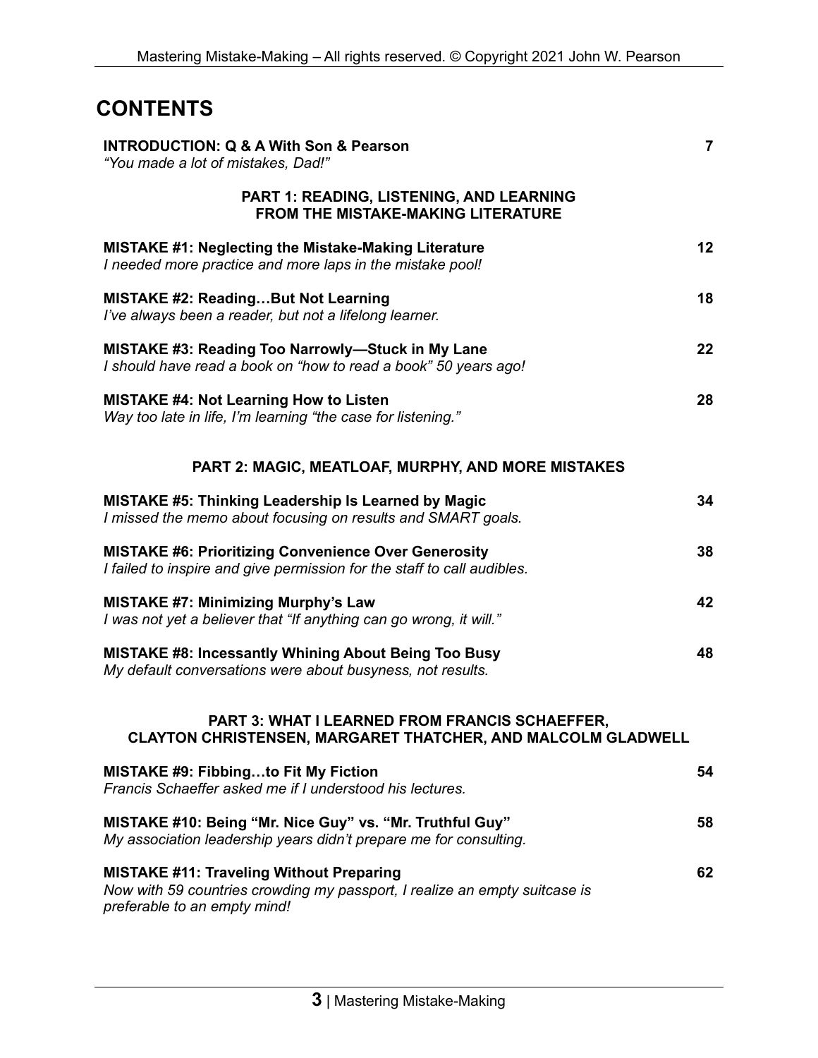# CONTENTS

**INTRODUCTION: Q & A With Son & Pearson** **7**
*"You made a lot of mistakes, Dad!"*

## PART 1: READING, LISTENING, AND LEARNING FROM THE MISTAKE-MAKING LITERATURE

**MISTAKE #1: Neglecting the Mistake-Making Literature** **12**
*I needed more practice and more laps in the mistake pool!*

**MISTAKE #2: Reading…But Not Learning** **18**
*I've always been a reader, but not a lifelong learner.*

**MISTAKE #3: Reading Too Narrowly—Stuck in My Lane** **22**
*I should have read a book on "how to read a book" 50 years ago!*

**MISTAKE #4: Not Learning How to Listen** **28**
*Way too late in life, I'm learning "the case for listening."*

## PART 2: MAGIC, MEATLOAF, MURPHY, AND MORE MISTAKES

**MISTAKE #5: Thinking Leadership Is Learned by Magic** **34**
*I missed the memo about focusing on results and SMART goals.*

**MISTAKE #6: Prioritizing Convenience Over Generosity** **38**
*I failed to inspire and give permission for the staff to call audibles.*

**MISTAKE #7: Minimizing Murphy's Law** **42**
*I was not yet a believer that "If anything can go wrong, it will."*

**MISTAKE #8: Incessantly Whining About Being Too Busy** **48**
*My default conversations were about busyness, not results.*

## PART 3: WHAT I LEARNED FROM FRANCIS SCHAEFFER, CLAYTON CHRISTENSEN, MARGARET THATCHER, AND MALCOLM GLADWELL

**MISTAKE #9: Fibbing…to Fit My Fiction** **54**
*Francis Schaeffer asked me if I understood his lectures.*

**MISTAKE #10: Being "Mr. Nice Guy" vs. "Mr. Truthful Guy"** **58**
*My association leadership years didn't prepare me for consulting.*

**MISTAKE #11: Traveling Without Preparing** **62**
*Now with 59 countries crowding my passport, I realize an empty suitcase is preferable to an empty mind!*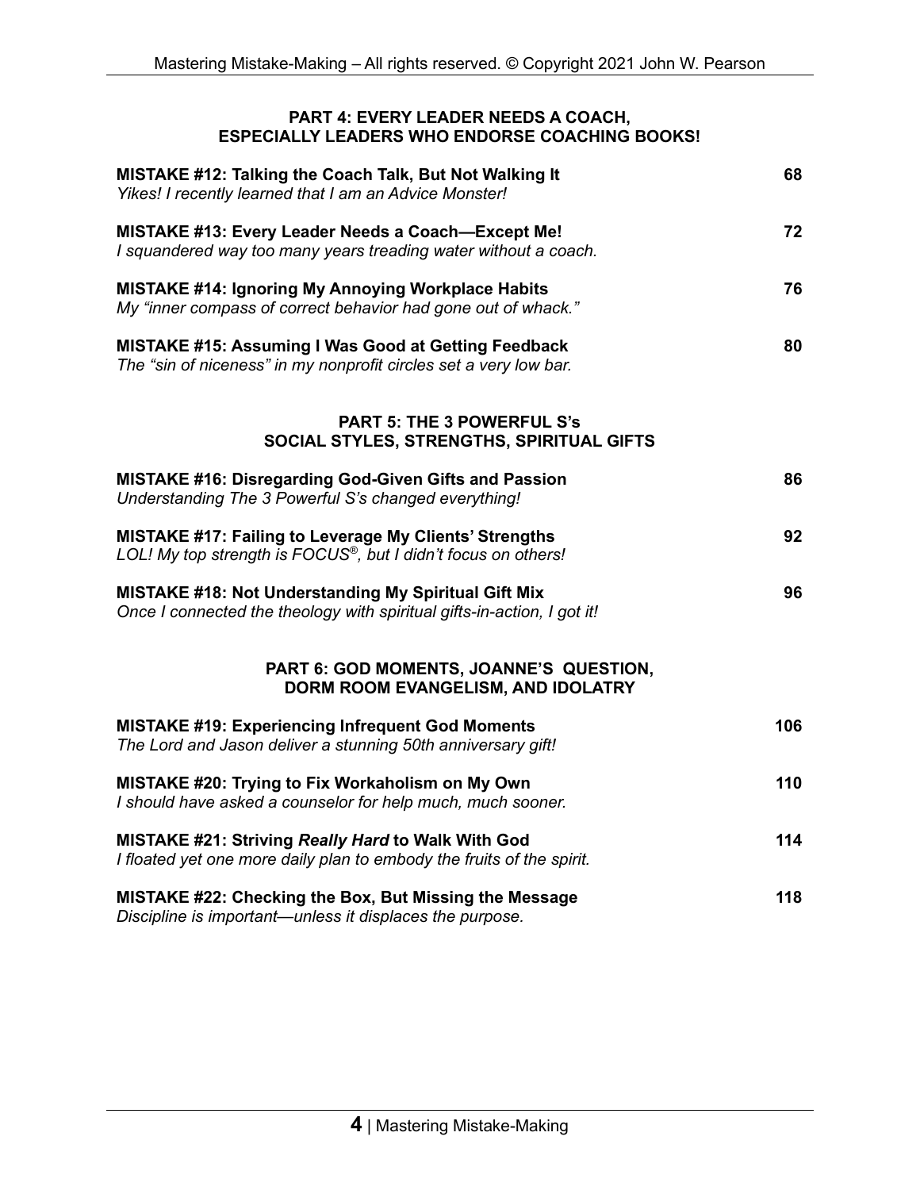## PART 4: EVERY LEADER NEEDS A COACH, ESPECIALLY LEADERS WHO ENDORSE COACHING BOOKS!

**MISTAKE #12: Talking the Coach Talk, But Not Walking It** — **68**
*Yikes! I recently learned that I am an Advice Monster!*

**MISTAKE #13: Every Leader Needs a Coach—Except Me!** — **72**
*I squandered way too many years treading water without a coach.*

**MISTAKE #14: Ignoring My Annoying Workplace Habits** — **76**
*My "inner compass of correct behavior had gone out of whack."*

**MISTAKE #15: Assuming I Was Good at Getting Feedback** — **80**
*The "sin of niceness" in my nonprofit circles set a very low bar.*

## PART 5: THE 3 POWERFUL S's SOCIAL STYLES, STRENGTHS, SPIRITUAL GIFTS

**MISTAKE #16: Disregarding God-Given Gifts and Passion** — **86**
*Understanding The 3 Powerful S's changed everything!*

**MISTAKE #17: Failing to Leverage My Clients' Strengths** — **92**
*LOL! My top strength is FOCUS®, but I didn't focus on others!*

**MISTAKE #18: Not Understanding My Spiritual Gift Mix** — **96**
*Once I connected the theology with spiritual gifts-in-action, I got it!*

## PART 6: GOD MOMENTS, JOANNE'S QUESTION, DORM ROOM EVANGELISM, AND IDOLATRY

**MISTAKE #19: Experiencing Infrequent God Moments** — **106**
*The Lord and Jason deliver a stunning 50th anniversary gift!*

**MISTAKE #20: Trying to Fix Workaholism on My Own** — **110**
*I should have asked a counselor for help much, much sooner.*

**MISTAKE #21: Striving *Really Hard* to Walk With God** — **114**
*I floated yet one more daily plan to embody the fruits of the spirit.*

**MISTAKE #22: Checking the Box, But Missing the Message** — **118**
*Discipline is important—unless it displaces the purpose.*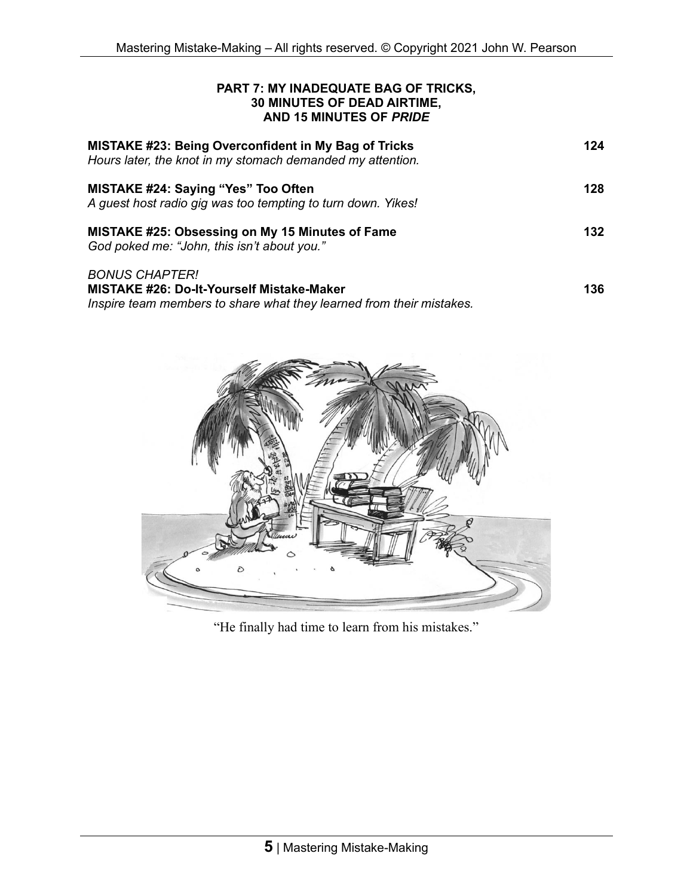**PART 7: MY INADEQUATE BAG OF TRICKS,**
**30 MINUTES OF DEAD AIRTIME,**
**AND 15 MINUTES OF *PRIDE***

**MISTAKE #23: Being Overconfident in My Bag of Tricks** — **124**
*Hours later, the knot in my stomach demanded my attention.*

**MISTAKE #24: Saying "Yes" Too Often** — **128**
*A guest host radio gig was too tempting to turn down. Yikes!*

**MISTAKE #25: Obsessing on My 15 Minutes of Fame** — **132**
*God poked me: "John, this isn't about you."*

*BONUS CHAPTER!*
**MISTAKE #26: Do-It-Yourself Mistake-Maker** — **136**
*Inspire team members to share what they learned from their mistakes.*

"He finally had time to learn from his mistakes."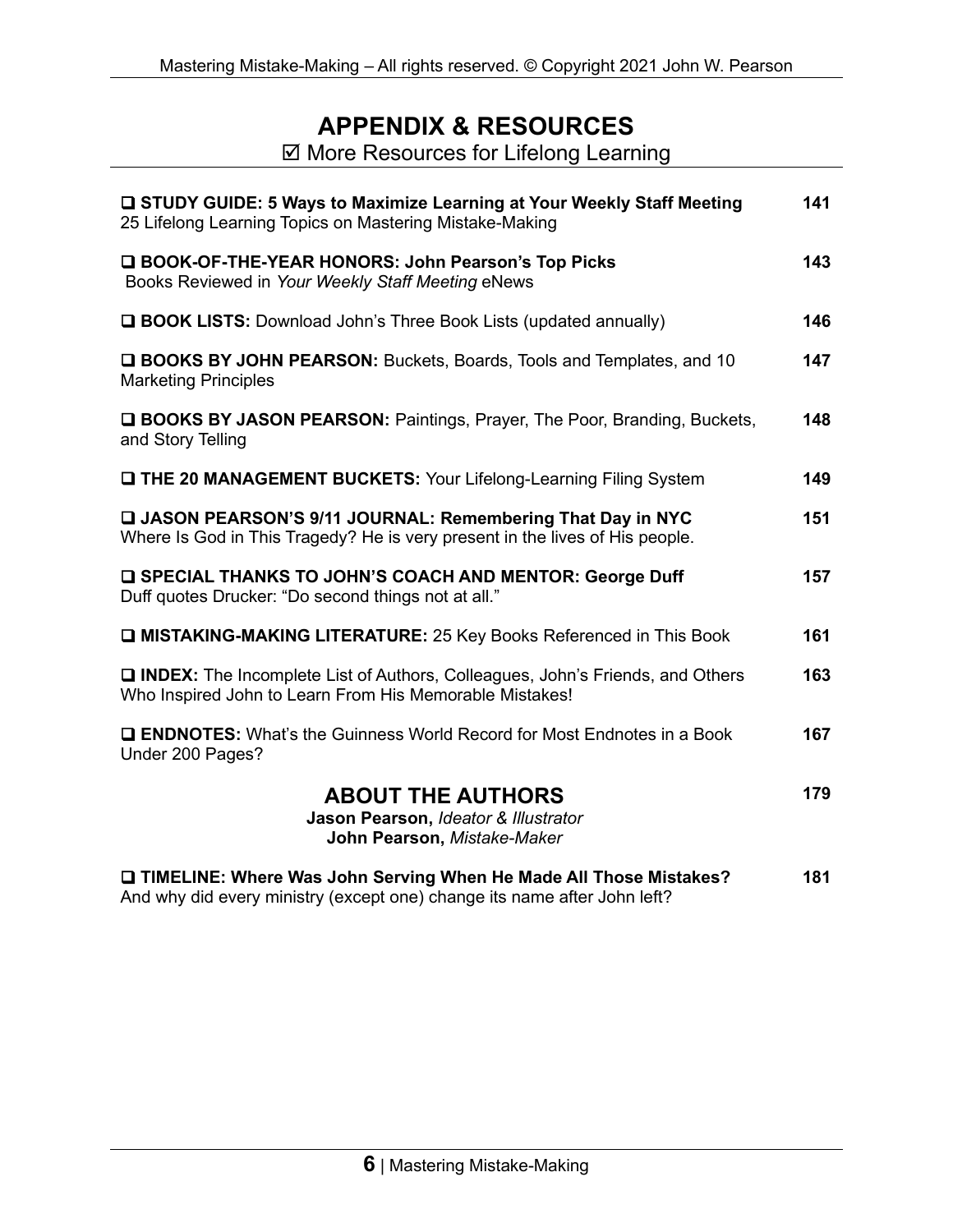# APPENDIX & RESOURCES

☑ More Resources for Lifelong Learning

| | |
|---|---|
| ❑ **STUDY GUIDE: 5 Ways to Maximize Learning at Your Weekly Staff Meeting** 25 Lifelong Learning Topics on Mastering Mistake-Making | **141** |
| ❑ **BOOK-OF-THE-YEAR HONORS: John Pearson's Top Picks** Books Reviewed in *Your Weekly Staff Meeting* eNews | **143** |
| ❑ **BOOK LISTS:** Download John's Three Book Lists (updated annually) | **146** |
| ❑ **BOOKS BY JOHN PEARSON:** Buckets, Boards, Tools and Templates, and 10 Marketing Principles | **147** |
| ❑ **BOOKS BY JASON PEARSON:** Paintings, Prayer, The Poor, Branding, Buckets, and Story Telling | **148** |
| ❑ **THE 20 MANAGEMENT BUCKETS:** Your Lifelong-Learning Filing System | **149** |
| ❑ **JASON PEARSON'S 9/11 JOURNAL: Remembering That Day in NYC** Where Is God in This Tragedy? He is very present in the lives of His people. | **151** |
| ❑ **SPECIAL THANKS TO JOHN'S COACH AND MENTOR: George Duff** Duff quotes Drucker: "Do second things not at all." | **157** |
| ❑ **MISTAKING-MAKING LITERATURE:** 25 Key Books Referenced in This Book | **161** |
| ❑ **INDEX:** The Incomplete List of Authors, Colleagues, John's Friends, and Others Who Inspired John to Learn From His Memorable Mistakes! | **163** |
| ❑ **ENDNOTES:** What's the Guinness World Record for Most Endnotes in a Book Under 200 Pages? | **167** |
| **ABOUT THE AUTHORS** — **Jason Pearson,** *Ideator & Illustrator*; **John Pearson,** *Mistake-Maker* | **179** |
| ❑ **TIMELINE: Where Was John Serving When He Made All Those Mistakes?** And why did every ministry (except one) change its name after John left? | **181** |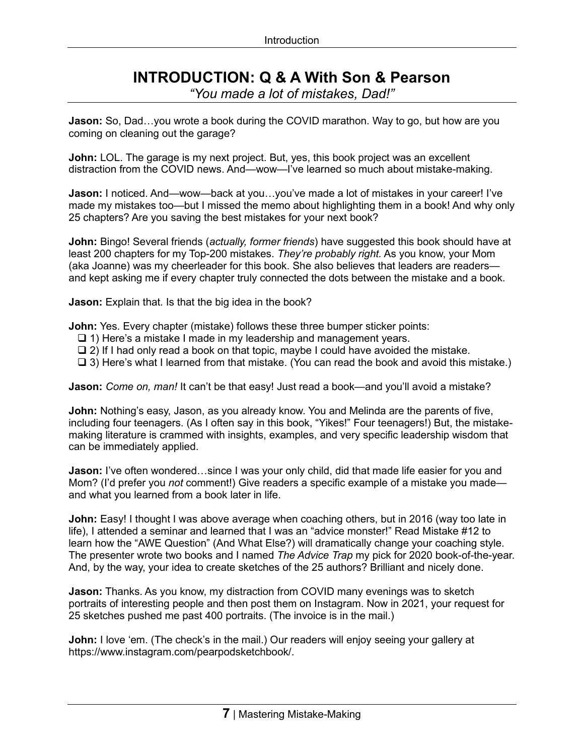# INTRODUCTION: Q & A With Son & Pearson

*"You made a lot of mistakes, Dad!"*

**Jason:** So, Dad…you wrote a book during the COVID marathon. Way to go, but how are you coming on cleaning out the garage?

**John:** LOL. The garage is my next project. But, yes, this book project was an excellent distraction from the COVID news. And—wow—I've learned so much about mistake-making.

**Jason:** I noticed. And—wow—back at you…you've made a lot of mistakes in your career! I've made my mistakes too—but I missed the memo about highlighting them in a book! And why only 25 chapters? Are you saving the best mistakes for your next book?

**John:** Bingo! Several friends (*actually, former friends*) have suggested this book should have at least 200 chapters for my Top-200 mistakes. *They're probably right*. As you know, your Mom (aka Joanne) was my cheerleader for this book. She also believes that leaders are readers—and kept asking me if every chapter truly connected the dots between the mistake and a book.

**Jason:** Explain that. Is that the big idea in the book?

**John:** Yes. Every chapter (mistake) follows these three bumper sticker points:

- ❑ 1) Here's a mistake I made in my leadership and management years.
- ❑ 2) If I had only read a book on that topic, maybe I could have avoided the mistake.
- ❑ 3) Here's what I learned from that mistake. (You can read the book and avoid this mistake.)

**Jason:** *Come on, man!* It can't be that easy! Just read a book—and you'll avoid a mistake?

**John:** Nothing's easy, Jason, as you already know. You and Melinda are the parents of five, including four teenagers. (As I often say in this book, "Yikes!" Four teenagers!) But, the mistake-making literature is crammed with insights, examples, and very specific leadership wisdom that can be immediately applied.

**Jason:** I've often wondered…since I was your only child, did that made life easier for you and Mom? (I'd prefer you *not* comment!) Give readers a specific example of a mistake you made—and what you learned from a book later in life.

**John:** Easy! I thought I was above average when coaching others, but in 2016 (way too late in life), I attended a seminar and learned that I was an "advice monster!" Read Mistake #12 to learn how the "AWE Question" (And What Else?) will dramatically change your coaching style. The presenter wrote two books and I named *The Advice Trap* my pick for 2020 book-of-the-year. And, by the way, your idea to create sketches of the 25 authors? Brilliant and nicely done.

**Jason:** Thanks. As you know, my distraction from COVID many evenings was to sketch portraits of interesting people and then post them on Instagram. Now in 2021, your request for 25 sketches pushed me past 400 portraits. (The invoice is in the mail.)

**John:** I love 'em. (The check's in the mail.) Our readers will enjoy seeing your gallery at https://www.instagram.com/pearpodsketchbook/.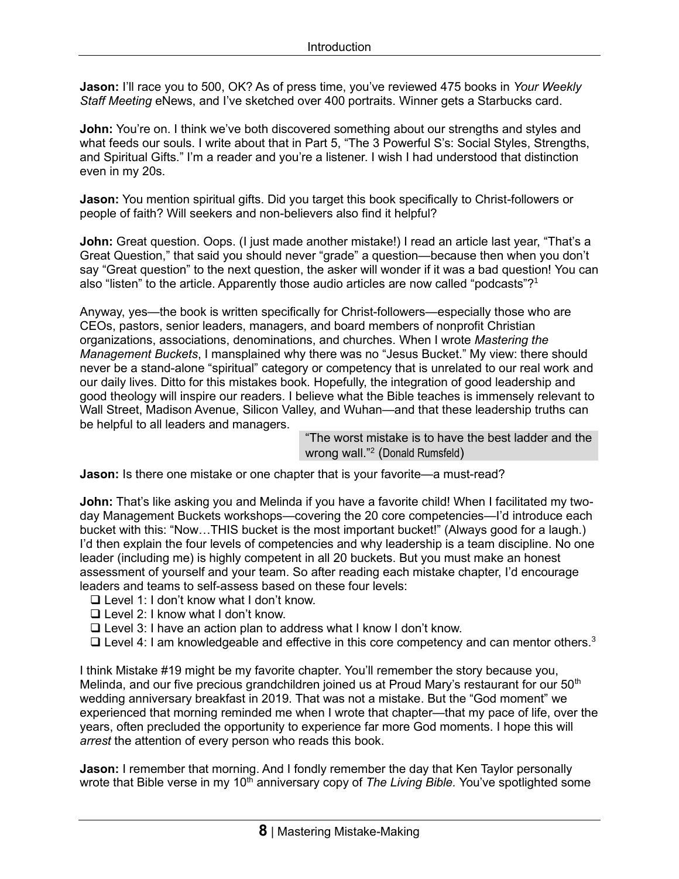**Jason:** I'll race you to 500, OK? As of press time, you've reviewed 475 books in *Your Weekly Staff Meeting* eNews, and I've sketched over 400 portraits. Winner gets a Starbucks card.

**John:** You're on. I think we've both discovered something about our strengths and styles and what feeds our souls. I write about that in Part 5, "The 3 Powerful S's: Social Styles, Strengths, and Spiritual Gifts." I'm a reader and you're a listener. I wish I had understood that distinction even in my 20s.

**Jason:** You mention spiritual gifts. Did you target this book specifically to Christ-followers or people of faith? Will seekers and non-believers also find it helpful?

**John:** Great question. Oops. (I just made another mistake!) I read an article last year, "That's a Great Question," that said you should never "grade" a question—because then when you don't say "Great question" to the next question, the asker will wonder if it was a bad question! You can also "listen" to the article. Apparently those audio articles are now called "podcasts"?[1]

Anyway, yes—the book is written specifically for Christ-followers—especially those who are CEOs, pastors, senior leaders, managers, and board members of nonprofit Christian organizations, associations, denominations, and churches. When I wrote *Mastering the Management Buckets*, I mansplained why there was no "Jesus Bucket." My view: there should never be a stand-alone "spiritual" category or competency that is unrelated to our real work and our daily lives. Ditto for this mistakes book. Hopefully, the integration of good leadership and good theology will inspire our readers. I believe what the Bible teaches is immensely relevant to Wall Street, Madison Avenue, Silicon Valley, and Wuhan—and that these leadership truths can be helpful to all leaders and managers.

> "The worst mistake is to have the best ladder and the wrong wall."[2] (Donald Rumsfeld)

**Jason:** Is there one mistake or one chapter that is your favorite—a must-read?

**John:** That's like asking you and Melinda if you have a favorite child! When I facilitated my two-day Management Buckets workshops—covering the 20 core competencies—I'd introduce each bucket with this: "Now…THIS bucket is the most important bucket!" (Always good for a laugh.) I'd then explain the four levels of competencies and why leadership is a team discipline. No one leader (including me) is highly competent in all 20 buckets. But you must make an honest assessment of yourself and your team. So after reading each mistake chapter, I'd encourage leaders and teams to self-assess based on these four levels:

- ❑ Level 1: I don't know what I don't know.
- ❑ Level 2: I know what I don't know.
- ❑ Level 3: I have an action plan to address what I know I don't know.
- ❑ Level 4: I am knowledgeable and effective in this core competency and can mentor others.[3]

I think Mistake #19 might be my favorite chapter. You'll remember the story because you, Melinda, and our five precious grandchildren joined us at Proud Mary's restaurant for our 50th wedding anniversary breakfast in 2019. That was not a mistake. But the "God moment" we experienced that morning reminded me when I wrote that chapter—that my pace of life, over the years, often precluded the opportunity to experience far more God moments. I hope this will *arrest* the attention of every person who reads this book.

**Jason:** I remember that morning. And I fondly remember the day that Ken Taylor personally wrote that Bible verse in my 10th anniversary copy of *The Living Bible.* You've spotlighted some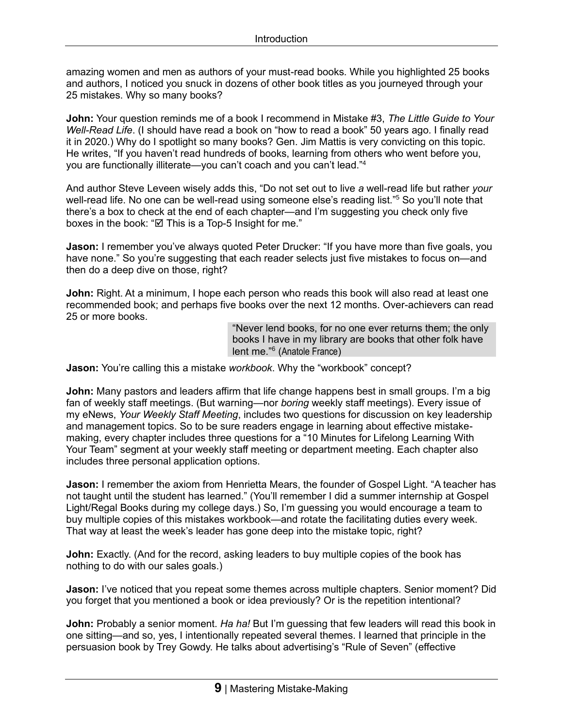amazing women and men as authors of your must-read books. While you highlighted 25 books and authors, I noticed you snuck in dozens of other book titles as you journeyed through your 25 mistakes. Why so many books?

**John:** Your question reminds me of a book I recommend in Mistake #3, *The Little Guide to Your Well-Read Life*. (I should have read a book on "how to read a book" 50 years ago. I finally read it in 2020.) Why do I spotlight so many books? Gen. Jim Mattis is very convicting on this topic. He writes, "If you haven't read hundreds of books, learning from others who went before you, you are functionally illiterate—you can't coach and you can't lead."[4]

And author Steve Leveen wisely adds this, "Do not set out to live *a* well-read life but rather *your* well-read life. No one can be well-read using someone else's reading list."[5] So you'll note that there's a box to check at the end of each chapter—and I'm suggesting you check only five boxes in the book: "☑ This is a Top-5 Insight for me."

**Jason:** I remember you've always quoted Peter Drucker: "If you have more than five goals, you have none." So you're suggesting that each reader selects just five mistakes to focus on—and then do a deep dive on those, right?

**John:** Right. At a minimum, I hope each person who reads this book will also read at least one recommended book; and perhaps five books over the next 12 months. Over-achievers can read 25 or more books.

> "Never lend books, for no one ever returns them; the only books I have in my library are books that other folk have lent me."[6] (Anatole France)

**Jason:** You're calling this a mistake *workbook*. Why the "workbook" concept?

**John:** Many pastors and leaders affirm that life change happens best in small groups. I'm a big fan of weekly staff meetings. (But warning—nor *boring* weekly staff meetings). Every issue of my eNews, *Your Weekly Staff Meeting*, includes two questions for discussion on key leadership and management topics. So to be sure readers engage in learning about effective mistake-making, every chapter includes three questions for a "10 Minutes for Lifelong Learning With Your Team" segment at your weekly staff meeting or department meeting. Each chapter also includes three personal application options.

**Jason:** I remember the axiom from Henrietta Mears, the founder of Gospel Light. "A teacher has not taught until the student has learned." (You'll remember I did a summer internship at Gospel Light/Regal Books during my college days.) So, I'm guessing you would encourage a team to buy multiple copies of this mistakes workbook—and rotate the facilitating duties every week. That way at least the week's leader has gone deep into the mistake topic, right?

**John:** Exactly. (And for the record, asking leaders to buy multiple copies of the book has nothing to do with our sales goals.)

**Jason:** I've noticed that you repeat some themes across multiple chapters. Senior moment? Did you forget that you mentioned a book or idea previously? Or is the repetition intentional?

**John:** Probably a senior moment. *Ha ha!* But I'm guessing that few leaders will read this book in one sitting—and so, yes, I intentionally repeated several themes. I learned that principle in the persuasion book by Trey Gowdy. He talks about advertising's "Rule of Seven" (effective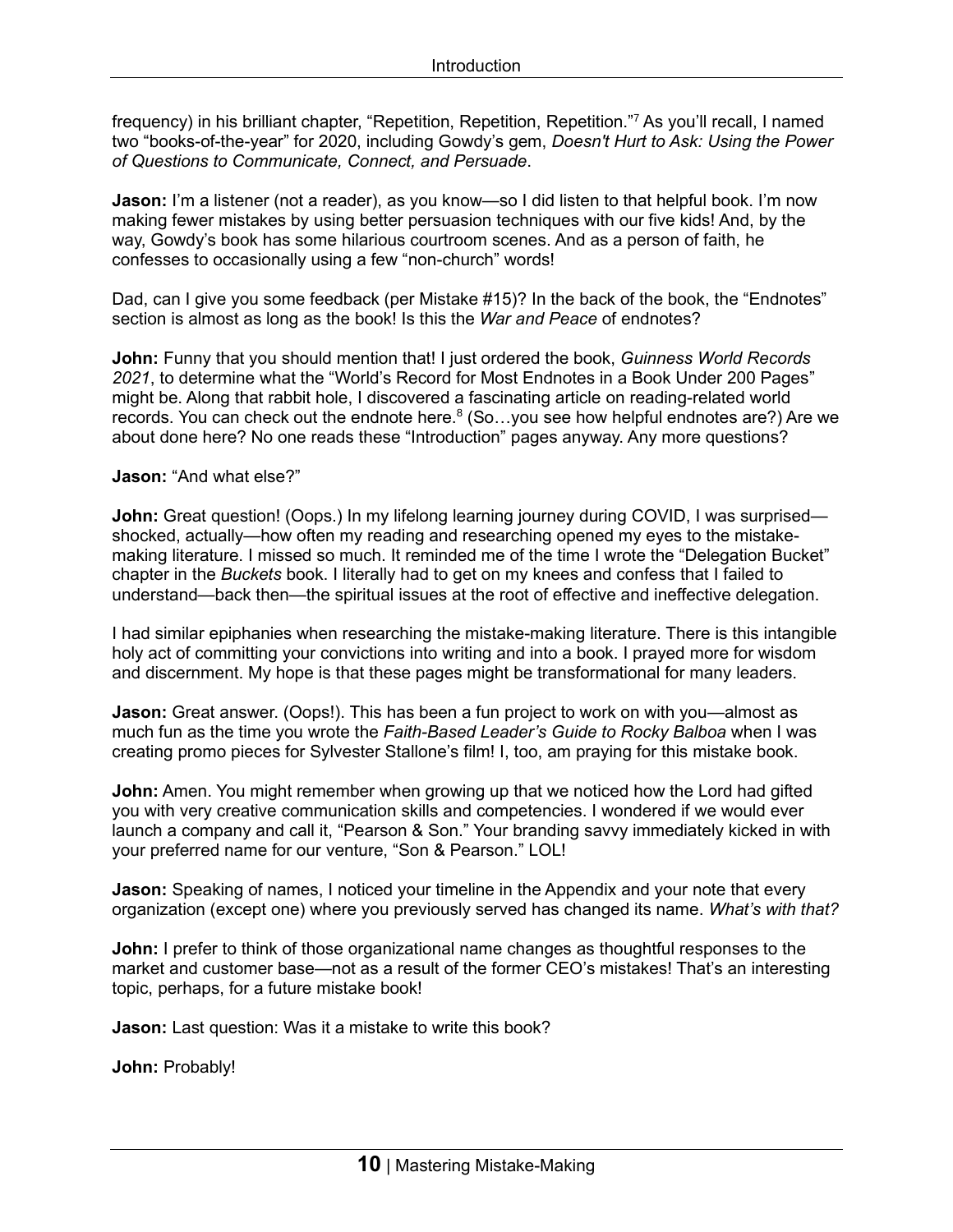frequency) in his brilliant chapter, "Repetition, Repetition, Repetition."[7] As you'll recall, I named two "books-of-the-year" for 2020, including Gowdy's gem, *Doesn't Hurt to Ask: Using the Power of Questions to Communicate, Connect, and Persuade*.

**Jason:** I'm a listener (not a reader), as you know—so I did listen to that helpful book. I'm now making fewer mistakes by using better persuasion techniques with our five kids! And, by the way, Gowdy's book has some hilarious courtroom scenes. And as a person of faith, he confesses to occasionally using a few "non-church" words!

Dad, can I give you some feedback (per Mistake #15)? In the back of the book, the "Endnotes" section is almost as long as the book! Is this the *War and Peace* of endnotes?

**John:** Funny that you should mention that! I just ordered the book, *Guinness World Records 2021*, to determine what the "World's Record for Most Endnotes in a Book Under 200 Pages" might be. Along that rabbit hole, I discovered a fascinating article on reading-related world records. You can check out the endnote here.[8] (So…you see how helpful endnotes are?) Are we about done here? No one reads these "Introduction" pages anyway. Any more questions?

**Jason:** "And what else?"

**John:** Great question! (Oops.) In my lifelong learning journey during COVID, I was surprised—shocked, actually—how often my reading and researching opened my eyes to the mistake-making literature. I missed so much. It reminded me of the time I wrote the "Delegation Bucket" chapter in the *Buckets* book. I literally had to get on my knees and confess that I failed to understand—back then—the spiritual issues at the root of effective and ineffective delegation.

I had similar epiphanies when researching the mistake-making literature. There is this intangible holy act of committing your convictions into writing and into a book. I prayed more for wisdom and discernment. My hope is that these pages might be transformational for many leaders.

**Jason:** Great answer. (Oops!). This has been a fun project to work on with you—almost as much fun as the time you wrote the *Faith-Based Leader's Guide to Rocky Balboa* when I was creating promo pieces for Sylvester Stallone's film! I, too, am praying for this mistake book.

**John:** Amen. You might remember when growing up that we noticed how the Lord had gifted you with very creative communication skills and competencies. I wondered if we would ever launch a company and call it, "Pearson & Son." Your branding savvy immediately kicked in with your preferred name for our venture, "Son & Pearson." LOL!

**Jason:** Speaking of names, I noticed your timeline in the Appendix and your note that every organization (except one) where you previously served has changed its name. *What's with that?*

**John:** I prefer to think of those organizational name changes as thoughtful responses to the market and customer base—not as a result of the former CEO's mistakes! That's an interesting topic, perhaps, for a future mistake book!

**Jason:** Last question: Was it a mistake to write this book?

**John:** Probably!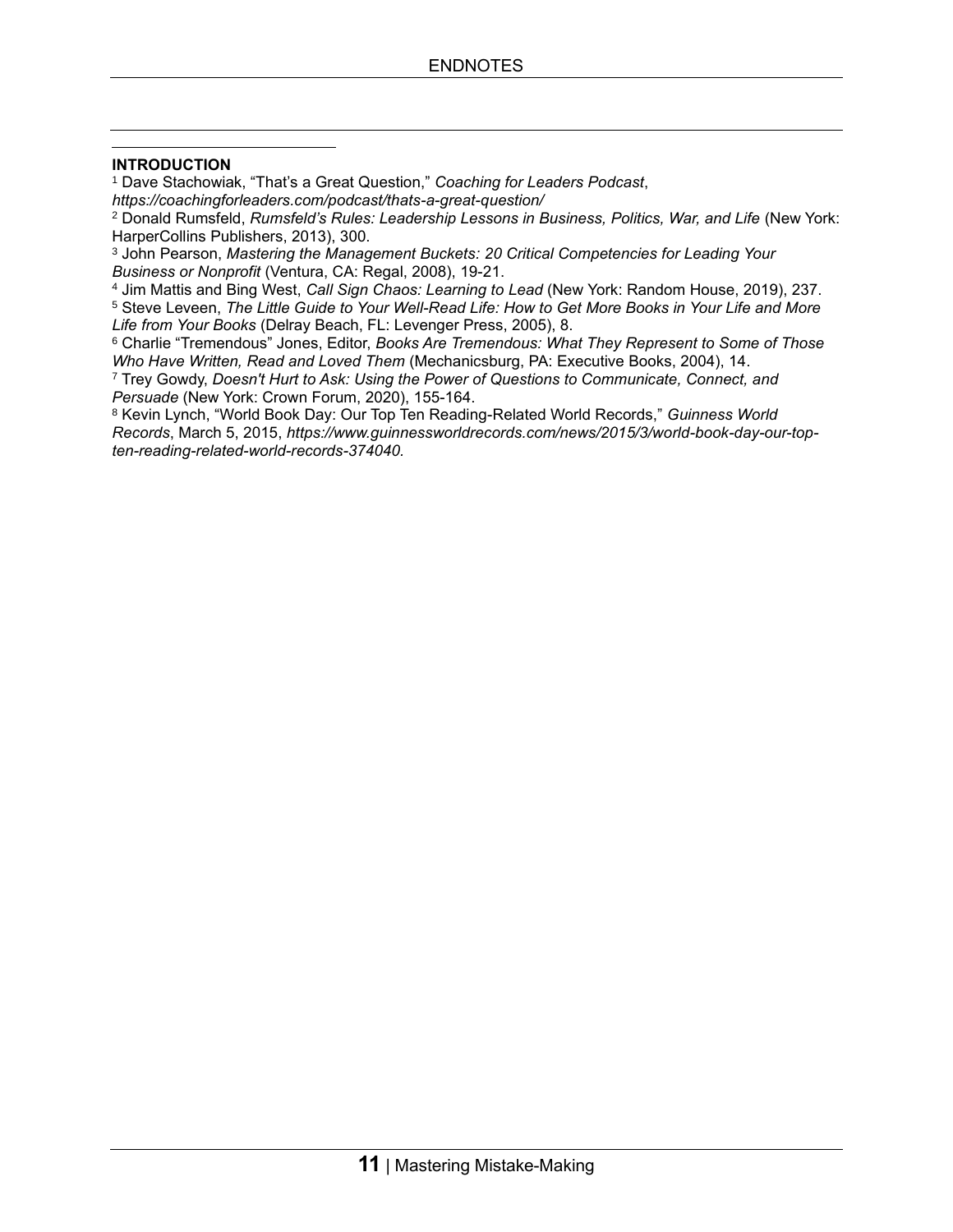# ENDNOTES

**INTRODUCTION**

[1] Dave Stachowiak, “That’s a Great Question,” *Coaching for Leaders Podcast*, *https://coachingforleaders.com/podcast/thats-a-great-question/*

[2] Donald Rumsfeld, *Rumsfeld’s Rules: Leadership Lessons in Business, Politics, War, and Life* (New York: HarperCollins Publishers, 2013), 300.

[3] John Pearson, *Mastering the Management Buckets: 20 Critical Competencies for Leading Your Business or Nonprofit* (Ventura, CA: Regal, 2008), 19-21.

[4] Jim Mattis and Bing West, *Call Sign Chaos: Learning to Lead* (New York: Random House, 2019), 237.

[5] Steve Leveen, *The Little Guide to Your Well-Read Life: How to Get More Books in Your Life and More Life from Your Books* (Delray Beach, FL: Levenger Press, 2005), 8.

[6] Charlie “Tremendous” Jones, Editor, *Books Are Tremendous: What They Represent to Some of Those Who Have Written, Read and Loved Them* (Mechanicsburg, PA: Executive Books, 2004), 14.

[7] Trey Gowdy, *Doesn't Hurt to Ask: Using the Power of Questions to Communicate, Connect, and Persuade* (New York: Crown Forum, 2020), 155-164.

[8] Kevin Lynch, “World Book Day: Our Top Ten Reading-Related World Records,” *Guinness World Records*, March 5, 2015, *https://www.guinnessworldrecords.com/news/2015/3/world-book-day-our-top-ten-reading-related-world-records-374040*.